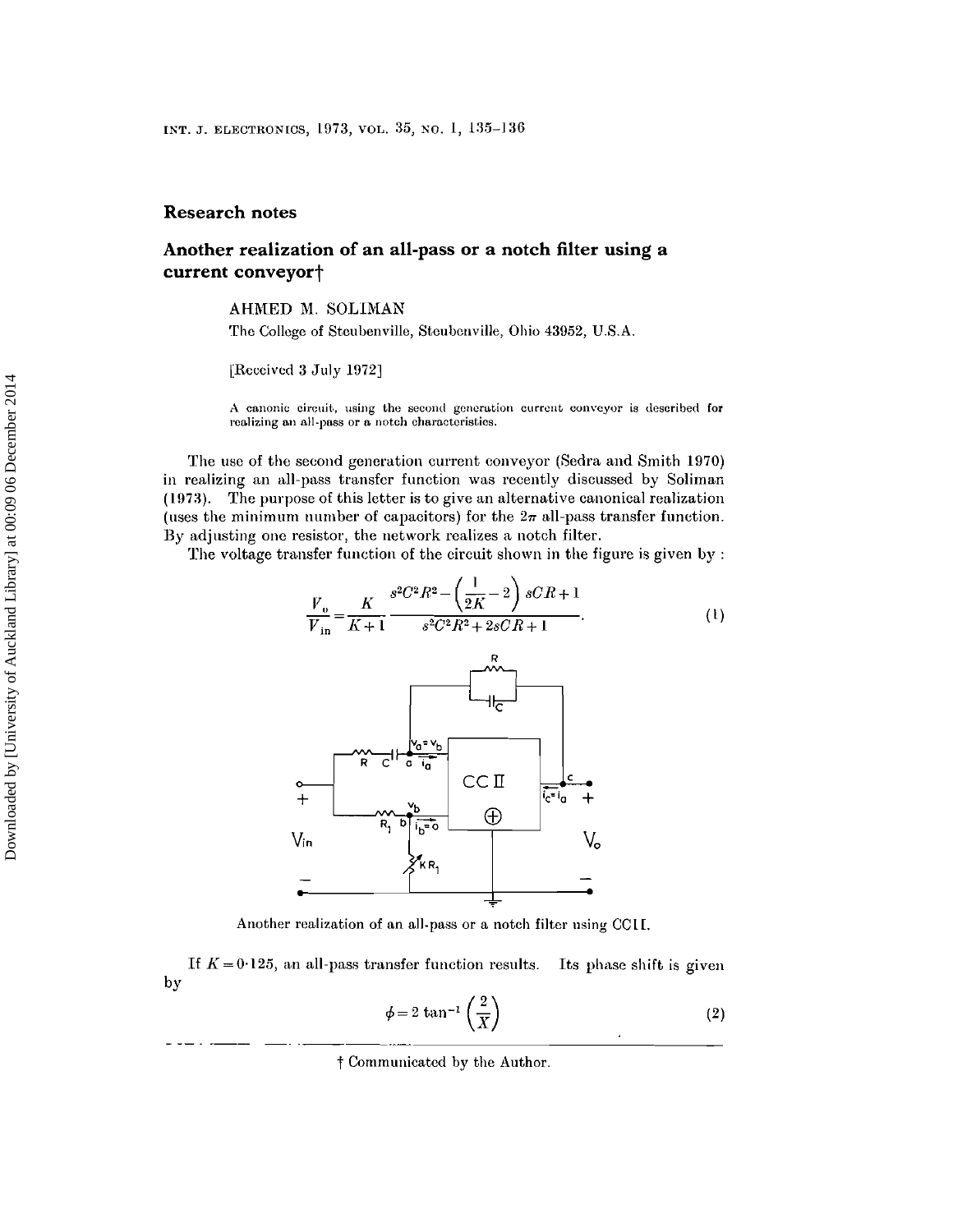## Research notes

# Another realization of an all-pass or a notch filter using a current conveyor†

AHMED M. SOLIMAN

The College of Steubenville, Steubenville, Ohio 43952, U.S.A.

[Received 3 July 1972]

A canonic circuit, using the second generation current conveyor is described for realizing an all-pass or a notch characteristics.

The use of the second generation current conveyor (Sedra and Smith 1970) in realizing an all-pass transfer function was recently discussed by Soliman (1973). The purpose of this letter is to give an alternative canonical realization (uses the minimum number of capacitors) for the $2\pi$ all-pass transfer function. By adjusting one resistor, the network realizes a notch filter.

The voltage transfer function of the circuit shown in the figure is given by :

$$\frac{V_o}{V_{in}}=\frac{K}{K+1}\frac{s^2C^2R^2-\left(\frac{1}{2K}-2\right)sCR+1}{s^2C^2R^2+2sCR+1}. \tag{1}$$

Another realization of an all-pass or a notch filter using CCII.

If $K=0{\cdot}125$, an all-pass transfer function results. Its phase shift is given by

$$\phi=2\tan^{-1}\left(\frac{2}{X}\right) \tag{2}$$

† Communicated by the Author.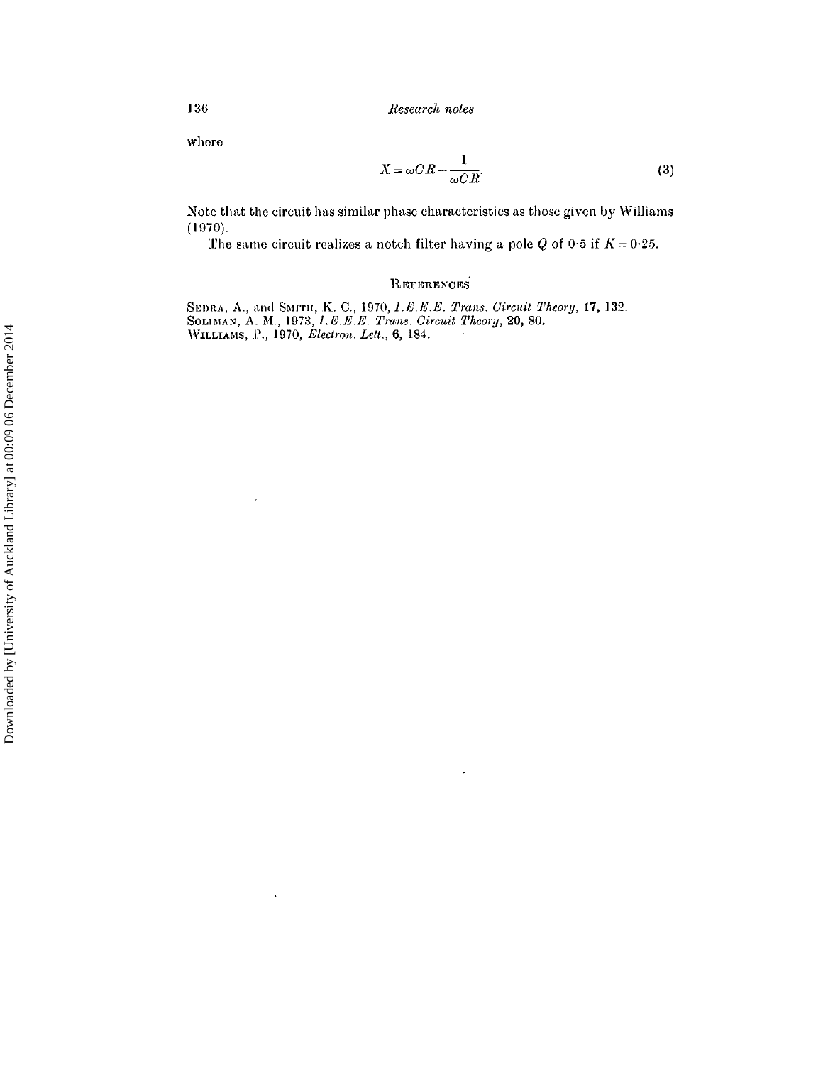where

$$X = \omega CR - \frac{1}{\omega CR}. \tag{3}$$

Note that the circuit has similar phase characteristics as those given by Williams (1970).

The same circuit realizes a notch filter having a pole $Q$ of 0·5 if $K = 0{\cdot}25$.

## References

Sedra, A., and Smith, K. C., 1970, *I.E.E.E. Trans. Circuit Theory*, **17**, 132.
Soliman, A. M., 1973, *I.E.E.E. Trans. Circuit Theory*, **20**, 80.
Williams, P., 1970, *Electron. Lett.*, **6**, 184.